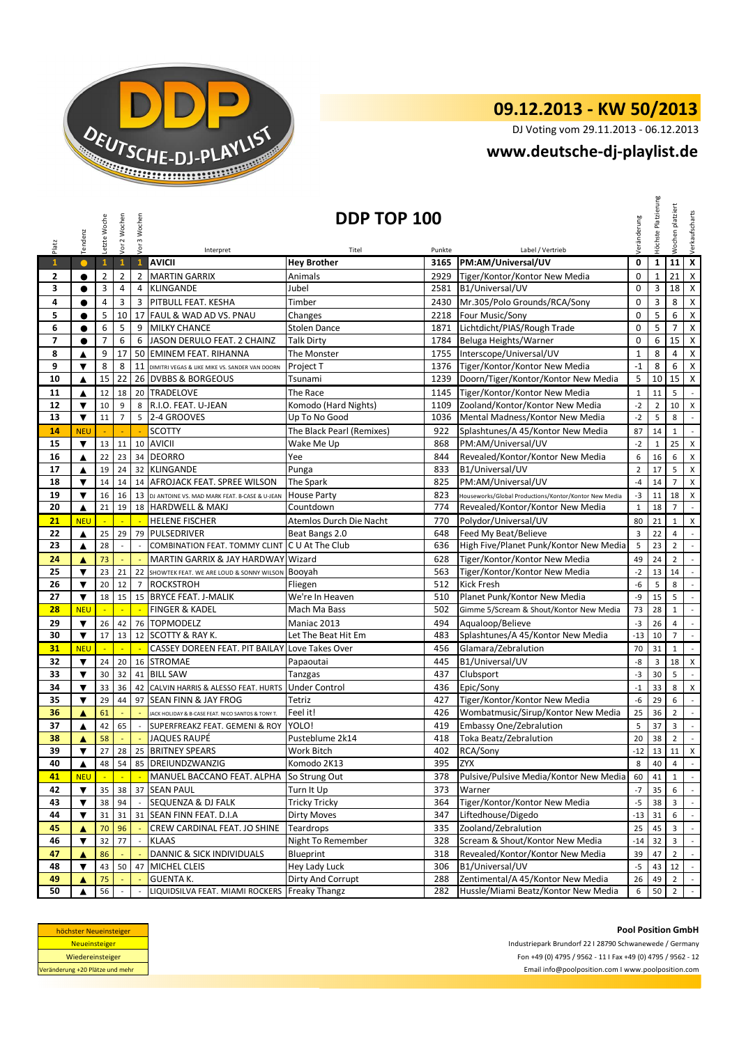# 09.12.2013 - KW 50/2013

DJ Voting vom 29.11.2013 - 06.12.2013

**www.deutsche-dj-playlist.de**

## DDP TOP 100

| Platz | Tendenz | Letzte Woche | Vor 2 Wochen | Vor 3 Wochen | Interpret | Titel | Punkte | Label / Vertrieb | Veränderung | Höchste Platzierung | Wochen platziert | Verkaufscharts |
|---|---|---|---|---|---|---|---|---|---|---|---|---|
| 1 | ● | 1 | 1 | 1 | AVICII | Hey Brother | 3165 | PM:AM/Universal/UV | 0 | 1 | 11 | X |
| 2 | ● | 2 | 2 | 2 | MARTIN GARRIX | Animals | 2929 | Tiger/Kontor/Kontor New Media | 0 | 1 | 21 | X |
| 3 | ● | 3 | 4 | 4 | KLINGANDE | Jubel | 2581 | B1/Universal/UV | 0 | 3 | 18 | X |
| 4 | ● | 4 | 3 | 3 | PITBULL FEAT. KESHA | Timber | 2430 | Mr.305/Polo Grounds/RCA/Sony | 0 | 3 | 8 | X |
| 5 | ● | 5 | 10 | 17 | FAUL & WAD AD VS. PNAU | Changes | 2218 | Four Music/Sony | 0 | 5 | 6 | X |
| 6 | ● | 6 | 5 | 9 | MILKY CHANCE | Stolen Dance | 1871 | Lichtdicht/PIAS/Rough Trade | 0 | 5 | 7 | X |
| 7 | ● | 7 | 6 | 6 | JASON DERULO FEAT. 2 CHAINZ | Talk Dirty | 1784 | Beluga Heights/Warner | 0 | 6 | 15 | X |
| 8 | ▲ | 9 | 17 | 50 | EMINEM FEAT. RIHANNA | The Monster | 1755 | Interscope/Universal/UV | 1 | 8 | 4 | X |
| 9 | ▼ | 8 | 8 | 11 | DIMITRI VEGAS & LIKE MIKE VS. SANDER VAN DOORN | Project T | 1376 | Tiger/Kontor/Kontor New Media | -1 | 8 | 6 | X |
| 10 | ▲ | 15 | 22 | 26 | DVBBS & BORGEOUS | Tsunami | 1239 | Doorn/Tiger/Kontor/Kontor New Media | 5 | 10 | 15 | X |
| 11 | ▲ | 12 | 18 | 20 | TRADELOVE | The Race | 1145 | Tiger/Kontor/Kontor New Media | 1 | 11 | 5 | - |
| 12 | ▼ | 10 | 9 | 8 | R.I.O. FEAT. U-JEAN | Komodo (Hard Nights) | 1109 | Zooland/Kontor/Kontor New Media | -2 | 2 | 10 | X |
| 13 | ▼ | 11 | 7 | 5 | 2-4 GROOVES | Up To No Good | 1036 | Mental Madness/Kontor New Media | -2 | 5 | 8 | - |
| 14 | NEU | - | - | - | SCOTTY | The Black Pearl (Remixes) | 922 | Splashtunes/A 45/Kontor New Media | 87 | 14 | 1 | - |
| 15 | ▼ | 13 | 11 | 10 | AVICII | Wake Me Up | 868 | PM:AM/Universal/UV | -2 | 1 | 25 | X |
| 16 | ▲ | 22 | 23 | 34 | DEORRO | Yee | 844 | Revealed/Kontor/Kontor New Media | 6 | 16 | 6 | X |
| 17 | ▲ | 19 | 24 | 32 | KLINGANDE | Punga | 833 | B1/Universal/UV | 2 | 17 | 5 | X |
| 18 | ▼ | 14 | 14 | 14 | AFROJACK FEAT. SPREE WILSON | The Spark | 825 | PM:AM/Universal/UV | -4 | 14 | 7 | X |
| 19 | ▼ | 16 | 16 | 13 | DJ ANTOINE VS. MAD MARK FEAT. B-CASE & U-JEAN | House Party | 823 | Houseworks/Global Productions/Kontor/Kontor New Media | -3 | 11 | 18 | X |
| 20 | ▲ | 21 | 19 | 18 | HARDWELL & MAKJ | Countdown | 774 | Revealed/Kontor/Kontor New Media | 1 | 18 | 7 | - |
| 21 | NEU | - | - | - | HELENE FISCHER | Atemlos Durch Die Nacht | 770 | Polydor/Universal/UV | 80 | 21 | 1 | X |
| 22 | ▲ | 25 | 29 | 79 | PULSEDRIVER | Beat Bangs 2.0 | 648 | Feed My Beat/Believe | 3 | 22 | 4 | - |
| 23 | ▲ | 28 | - | - | COMBINATION FEAT. TOMMY CLINT | C U At The Club | 636 | High Five/Planet Punk/Kontor New Media | 5 | 23 | 2 | - |
| 24 | ▲ | 73 | - | - | MARTIN GARRIX & JAY HARDWAY | Wizard | 628 | Tiger/Kontor/Kontor New Media | 49 | 24 | 2 | - |
| 25 | ▼ | 23 | 21 | 22 | SHOWTEK FEAT. WE ARE LOUD & SONNY WILSON | Booyah | 563 | Tiger/Kontor/Kontor New Media | -2 | 13 | 14 | - |
| 26 | ▼ | 20 | 12 | 7 | ROCKSTROH | Fliegen | 512 | Kick Fresh | -6 | 5 | 8 | - |
| 27 | ▼ | 18 | 15 | 15 | BRYCE FEAT. J-MALIK | We're In Heaven | 510 | Planet Punk/Kontor New Media | -9 | 15 | 5 | - |
| 28 | NEU | - | - | - | FINGER & KADEL | Mach Ma Bass | 502 | Gimme 5/Scream & Shout/Kontor New Media | 73 | 28 | 1 | - |
| 29 | ▼ | 26 | 42 | 76 | TOPMODELZ | Maniac 2013 | 494 | Aqualoop/Believe | -3 | 26 | 4 | - |
| 30 | ▼ | 17 | 13 | 12 | SCOTTY & RAY K. | Let The Beat Hit Em | 483 | Splashtunes/A 45/Kontor New Media | -13 | 10 | 7 | - |
| 31 | NEU | - | - | - | CASSEY DOREEN FEAT. PIT BAILAY | Love Takes Over | 456 | Glamara/Zebralution | 70 | 31 | 1 | - |
| 32 | ▼ | 24 | 20 | 16 | STROMAE | Papaoutai | 445 | B1/Universal/UV | -8 | 3 | 18 | X |
| 33 | ▼ | 30 | 32 | 41 | BILL SAW | Tanzgas | 437 | Clubsport | -3 | 30 | 5 | - |
| 34 | ▼ | 33 | 36 | 42 | CALVIN HARRIS & ALESSO FEAT. HURTS | Under Control | 436 | Epic/Sony | -1 | 33 | 8 | X |
| 35 | ▼ | 29 | 44 | 97 | SEAN FINN & JAY FROG | Tetriz | 427 | Tiger/Kontor/Kontor New Media | -6 | 29 | 6 | - |
| 36 | ▲ | 61 | - | - | JACK HOLIDAY & B-CASE FEAT. NICO SANTOS & TONY T. | Feel it! | 426 | Wombatmusic/Sirup/Kontor New Media | 25 | 36 | 2 | - |
| 37 | ▲ | 42 | 65 | - | SUPERFREAKZ FEAT. GEMENI & ROY | YOLO! | 419 | Embassy One/Zebralution | 5 | 37 | 3 | - |
| 38 | ▲ | 58 | - | - | JAQUES RAUPÉ | Pusteblume 2k14 | 418 | Toka Beatz/Zebralution | 20 | 38 | 2 | - |
| 39 | ▼ | 27 | 28 | 25 | BRITNEY SPEARS | Work Bitch | 402 | RCA/Sony | -12 | 13 | 11 | X |
| 40 | ▲ | 48 | 54 | 85 | DREIUNDZWANZIG | Komodo 2K13 | 395 | ZYX | 8 | 40 | 4 | - |
| 41 | NEU | - | - | - | MANUEL BACCANO FEAT. ALPHA | So Strung Out | 378 | Pulsive/Pulsive Media/Kontor New Media | 60 | 41 | 1 | - |
| 42 | ▼ | 35 | 38 | 37 | SEAN PAUL | Turn It Up | 373 | Warner | -7 | 35 | 6 | - |
| 43 | ▼ | 38 | 94 | - | SEQUENZA & DJ FALK | Tricky Tricky | 364 | Tiger/Kontor/Kontor New Media | -5 | 38 | 3 | - |
| 44 | ▼ | 31 | 31 | 31 | SEAN FINN FEAT. D.I.A | Dirty Moves | 347 | Liftedhouse/Digedo | -13 | 31 | 6 | - |
| 45 | ▲ | 70 | 96 | - | CREW CARDINAL FEAT. JO SHINE | Teardrops | 335 | Zooland/Zebralution | 25 | 45 | 3 | - |
| 46 | ▼ | 32 | 77 | - | KLAAS | Night To Remember | 328 | Scream & Shout/Kontor New Media | -14 | 32 | 3 | - |
| 47 | ▲ | 86 | - | - | DANNIC & SICK INDIVIDUALS | Blueprint | 318 | Revealed/Kontor/Kontor New Media | 39 | 47 | 2 | - |
| 48 | ▼ | 43 | 50 | 47 | MICHEL CLEIS | Hey Lady Luck | 306 | B1/Universal/UV | -5 | 43 | 12 | - |
| 49 | ▲ | 75 | - | - | GUENTA K. | Dirty And Corrupt | 288 | Zentimental/A 45/Kontor New Media | 26 | 49 | 2 | - |
| 50 | ▲ | 56 | - | - | LIQUIDSILVA FEAT. MIAMI ROCKERS | Freaky Thangz | 282 | Hussle/Miami Beatz/Kontor New Media | 6 | 50 | 2 | - |

höchster Neueinsteiger
Neueinsteiger
Wiedereinsteiger
Veränderung +20 Plätze und mehr

**Pool Position GmbH**

Industriepark Brundorf 22 I 28790 Schwanewede / Germany

Fon +49 (0) 4795 / 9562 - 11 I Fax +49 (0) 4795 / 9562 - 12

Email info@poolposition.com I www.poolposition.com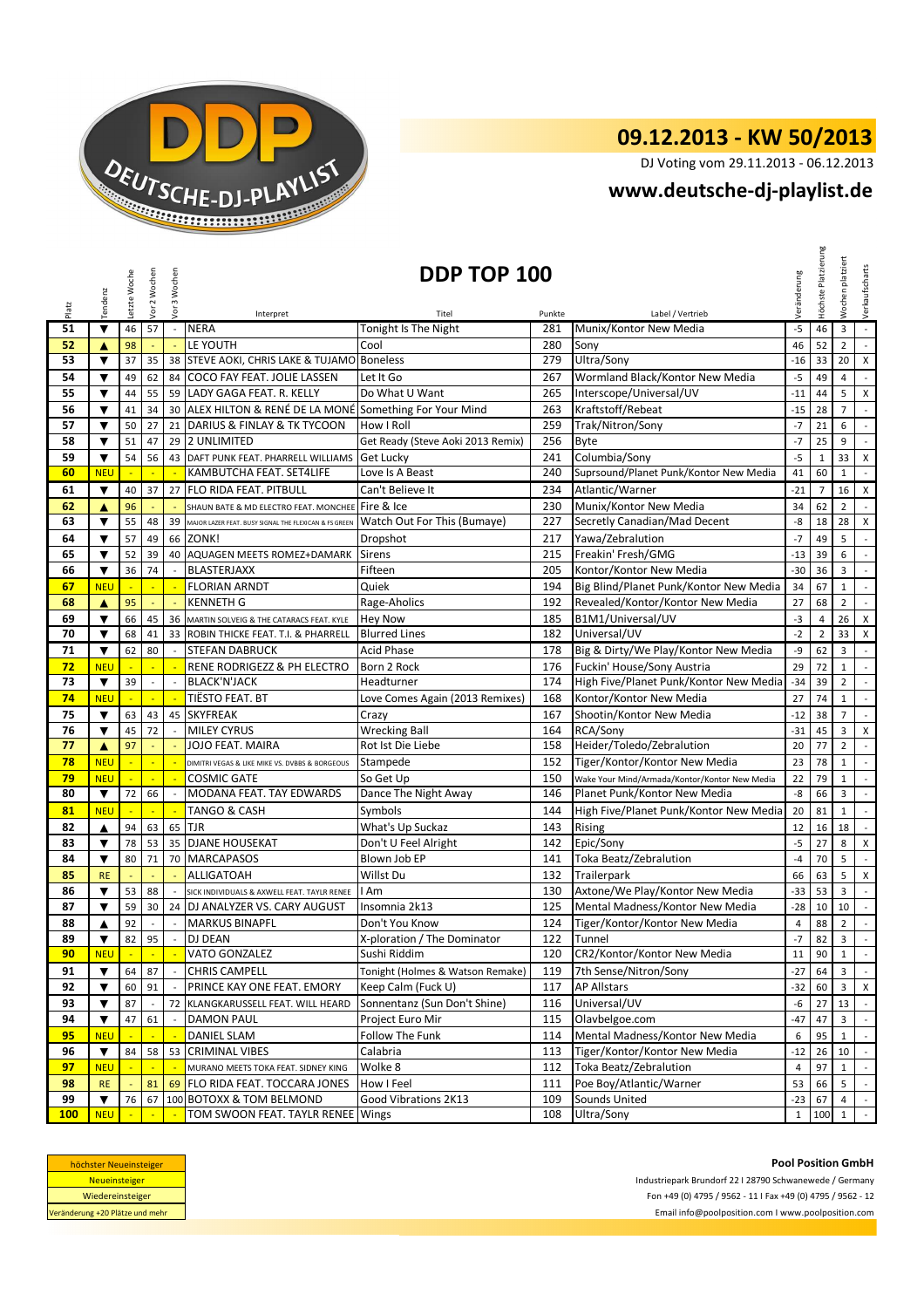# 09.12.2013 - KW 50/2013

DJ Voting vom 29.11.2013 - 06.12.2013

## www.deutsche-dj-playlist.de

## DDP TOP 100

| Platz | Tendenz | Letzte Woche | Vor 2 Wochen | Vor 3 Wochen | Interpret | Titel | Punkte | Label / Vertrieb | Veränderung | Höchste Platzierung | Wochen platziert | Verkaufscharts |
|---|---|---|---|---|---|---|---|---|---|---|---|---|
| 51 | ▼ | 46 | 57 | - | NERA | Tonight Is The Night | 281 | Munix/Kontor New Media | -5 | 46 | 3 | - |
| 52 | ▲ | 98 | - | - | LE YOUTH | Cool | 280 | Sony | 46 | 52 | 2 | - |
| 53 | ▼ | 37 | 35 | 38 | STEVE AOKI, CHRIS LAKE & TUJAMO | Boneless | 279 | Ultra/Sony | -16 | 33 | 20 | X |
| 54 | ▼ | 49 | 62 | 84 | COCO FAY FEAT. JOLIE LASSEN | Let It Go | 267 | Wormland Black/Kontor New Media | -5 | 49 | 4 | - |
| 55 | ▼ | 44 | 55 | 59 | LADY GAGA FEAT. R. KELLY | Do What U Want | 265 | Interscope/Universal/UV | -11 | 44 | 5 | X |
| 56 | ▼ | 41 | 34 | 30 | ALEX HILTON & RENÉ DE LA MONÉ | Something For Your Mind | 263 | Kraftstoff/Rebeat | -15 | 28 | 7 | - |
| 57 | ▼ | 50 | 27 | 21 | DARIUS & FINLAY & TK TYCOON | How I Roll | 259 | Trak/Nitron/Sony | -7 | 21 | 6 | - |
| 58 | ▼ | 51 | 47 | 29 | 2 UNLIMITED | Get Ready (Steve Aoki 2013 Remix) | 256 | Byte | -7 | 25 | 9 | - |
| 59 | ▼ | 54 | 56 | 43 | DAFT PUNK FEAT. PHARRELL WILLIAMS | Get Lucky | 241 | Columbia/Sony | -5 | 1 | 33 | X |
| 60 | NEU | - | - | - | KAMBUTCHA FEAT. SET4LIFE | Love Is A Beast | 240 | Suprsound/Planet Punk/Kontor New Media | 41 | 60 | 1 | - |
| 61 | ▼ | 40 | 37 | 27 | FLO RIDA FEAT. PITBULL | Can't Believe It | 234 | Atlantic/Warner | -21 | 7 | 16 | X |
| 62 | ▲ | 96 | - | - | SHAUN BATE & MD ELECTRO FEAT. MONCHEE | Fire & Ice | 230 | Munix/Kontor New Media | 34 | 62 | 2 | - |
| 63 | ▼ | 55 | 48 | 39 | MAJOR LAZER FEAT. BUSY SIGNAL THE FLEXICAN & FS GREEN | Watch Out For This (Bumaye) | 227 | Secretly Canadian/Mad Decent | -8 | 18 | 28 | X |
| 64 | ▼ | 57 | 49 | 66 | ZONK! | Dropshot | 217 | Yawa/Zebralution | -7 | 49 | 5 | - |
| 65 | ▼ | 52 | 39 | 40 | AQUAGEN MEETS ROMEZ+DAMARK | Sirens | 215 | Freakin' Fresh/GMG | -13 | 39 | 6 | - |
| 66 | ▼ | 36 | 74 | - | BLASTERJAXX | Fifteen | 205 | Kontor/Kontor New Media | -30 | 36 | 3 | - |
| 67 | NEU | - | - | - | FLORIAN ARNDT | Quiek | 194 | Big Blind/Planet Punk/Kontor New Media | 34 | 67 | 1 | - |
| 68 | ▲ | 95 | - | - | KENNETH G | Rage-Aholics | 192 | Revealed/Kontor/Kontor New Media | 27 | 68 | 2 | - |
| 69 | ▼ | 66 | 45 | 36 | MARTIN SOLVEIG & THE CATARACS FEAT. KYLE | Hey Now | 185 | B1M1/Universal/UV | -3 | 4 | 26 | X |
| 70 | ▼ | 68 | 41 | 33 | ROBIN THICKE FEAT. T.I. & PHARRELL | Blurred Lines | 182 | Universal/UV | -2 | 2 | 33 | X |
| 71 | ▼ | 62 | 80 | - | STEFAN DABRUCK | Acid Phase | 178 | Big & Dirty/We Play/Kontor New Media | -9 | 62 | 3 | - |
| 72 | NEU | - | - | - | RENE RODRIGEZZ & PH ELECTRO | Born 2 Rock | 176 | Fuckin' House/Sony Austria | 29 | 72 | 1 | - |
| 73 | ▼ | 39 | - | - | BLACK'N'JACK | Headturner | 174 | High Five/Planet Punk/Kontor New Media | -34 | 39 | 2 | - |
| 74 | NEU | - | - | - | TIËSTO FEAT. BT | Love Comes Again (2013 Remixes) | 168 | Kontor/Kontor New Media | 27 | 74 | 1 | - |
| 75 | ▼ | 63 | 43 | 45 | SKYFREAK | Crazy | 167 | Shootin/Kontor New Media | -12 | 38 | 7 | - |
| 76 | ▼ | 45 | 72 | - | MILEY CYRUS | Wrecking Ball | 164 | RCA/Sony | -31 | 45 | 3 | X |
| 77 | ▲ | 97 | - | - | JOJO FEAT. MAIRA | Rot Ist Die Liebe | 158 | Heider/Toledo/Zebralution | 20 | 77 | 2 | - |
| 78 | NEU | - | - | - | DIMITRI VEGAS & LIKE MIKE VS. DVBBS & BORGEOUS | Stampede | 152 | Tiger/Kontor/Kontor New Media | 23 | 78 | 1 | - |
| 79 | NEU | - | - | - | COSMIC GATE | So Get Up | 150 | Wake Your Mind/Armada/Kontor/Kontor New Media | 22 | 79 | 1 | - |
| 80 | ▼ | 72 | 66 | - | MODANA FEAT. TAY EDWARDS | Dance The Night Away | 146 | Planet Punk/Kontor New Media | -8 | 66 | 3 | - |
| 81 | NEU | - | - | - | TANGO & CASH | Symbols | 144 | High Five/Planet Punk/Kontor New Media | 20 | 81 | 1 | - |
| 82 | ▲ | 94 | 63 | 65 | TJR | What's Up Suckaz | 143 | Rising | 12 | 16 | 18 | - |
| 83 | ▼ | 78 | 53 | 35 | DJANE HOUSEKAT | Don't U Feel Alright | 142 | Epic/Sony | -5 | 27 | 8 | X |
| 84 | ▼ | 80 | 71 | 70 | MARCAPASOS | Blown Job EP | 141 | Toka Beatz/Zebralution | -4 | 70 | 5 | - |
| 85 | RE | - | - | - | ALLIGATOAH | Willst Du | 132 | Trailerpark | 66 | 63 | 5 | X |
| 86 | ▼ | 53 | 88 | - | SICK INDIVIDUALS & AXWELL FEAT. TAYLR RENEE | I Am | 130 | Axtone/We Play/Kontor New Media | -33 | 53 | 3 | - |
| 87 | ▼ | 59 | 30 | 24 | DJ ANALYZER VS. CARY AUGUST | Insomnia 2k13 | 125 | Mental Madness/Kontor New Media | -28 | 10 | 10 | - |
| 88 | ▲ | 92 | - | - | MARKUS BINAPFL | Don't You Know | 124 | Tiger/Kontor/Kontor New Media | 4 | 88 | 2 | - |
| 89 | ▼ | 82 | 95 | - | DJ DEAN | X-ploration / The Dominator | 122 | Tunnel | -7 | 82 | 3 | - |
| 90 | NEU | - | - | - | VATO GONZALEZ | Sushi Riddim | 120 | CR2/Kontor/Kontor New Media | 11 | 90 | 1 | - |
| 91 | ▼ | 64 | 87 | - | CHRIS CAMPELL | Tonight (Holmes & Watson Remake) | 119 | 7th Sense/Nitron/Sony | -27 | 64 | 3 | - |
| 92 | ▼ | 60 | 91 | - | PRINCE KAY ONE FEAT. EMORY | Keep Calm (Fuck U) | 117 | AP Allstars | -32 | 60 | 3 | X |
| 93 | ▼ | 87 | - | 72 | KLANGKARUSSELL FEAT. WILL HEARD | Sonnentanz (Sun Don't Shine) | 116 | Universal/UV | -6 | 27 | 13 | - |
| 94 | ▼ | 47 | 61 | - | DAMON PAUL | Project Euro Mir | 115 | Olavbelgoe.com | -47 | 47 | 3 | - |
| 95 | NEU | - | - | - | DANIEL SLAM | Follow The Funk | 114 | Mental Madness/Kontor New Media | 6 | 95 | 1 | - |
| 96 | ▼ | 84 | 58 | 53 | CRIMINAL VIBES | Calabria | 113 | Tiger/Kontor/Kontor New Media | -12 | 26 | 10 | - |
| 97 | NEU | - | - | - | MURANO MEETS TOKA FEAT. SIDNEY KING | Wolke 8 | 112 | Toka Beatz/Zebralution | 4 | 97 | 1 | - |
| 98 | RE | - | 81 | 69 | FLO RIDA FEAT. TOCCARA JONES | How I Feel | 111 | Poe Boy/Atlantic/Warner | 53 | 66 | 5 | - |
| 99 | ▼ | 76 | 67 | 100 | BOTOXX & TOM BELMOND | Good Vibrations 2K13 | 109 | Sounds United | -23 | 67 | 4 | - |
| 100 | NEU | - | - | - | TOM SWOON FEAT. TAYLR RENEE | Wings | 108 | Ultra/Sony | 1 | 100 | 1 | - |

höchster Neueinsteiger
Neueinsteiger
Wiedereinsteiger
Veränderung +20 Plätze und mehr

**Pool Position GmbH**

Industriepark Brundorf 22 I 28790 Schwanewede / Germany

Fon +49 (0) 4795 / 9562 - 11 I Fax +49 (0) 4795 / 9562 - 12

Email info@poolposition.com I www.poolposition.com